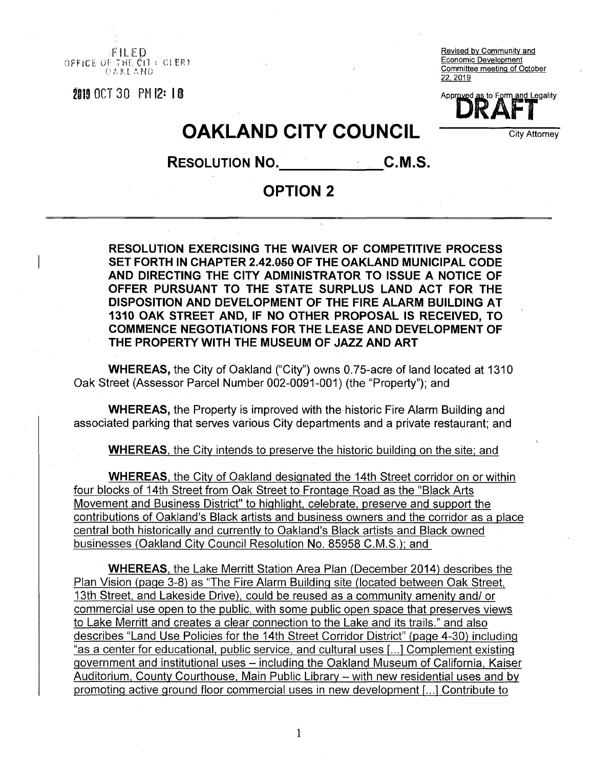FILED
OFFICE OF THE CITY CLERK
OAKLAND

2019 OCT 30 PM 12: 18

Revised by Community and Economic Development Committee meeting of October 22, 2019

Approved as to Form and Legality

DRAFT

City Attorney

# OAKLAND CITY COUNCIL

## RESOLUTION NO.\_\_\_\_\_\_\_\_\_\_\_\_ C.M.S.

## OPTION 2

**RESOLUTION EXERCISING THE WAIVER OF COMPETITIVE PROCESS SET FORTH IN CHAPTER 2.42.~~050~~ OF THE OAKLAND MUNICIPAL CODE AND DIRECTING THE CITY ADMINISTRATOR TO ISSUE A NOTICE OF OFFER PURSUANT TO THE STATE SURPLUS LAND ACT FOR THE DISPOSITION AND DEVELOPMENT OF THE FIRE ALARM BUILDING AT 1310 OAK STREET AND, IF NO OTHER PROPOSAL IS RECEIVED, TO COMMENCE NEGOTIATIONS FOR THE LEASE AND DEVELOPMENT OF THE PROPERTY WITH THE MUSEUM OF JAZZ AND ART**

**WHEREAS,** the City of Oakland ("City") owns 0.75-acre of land located at 1310 Oak Street (Assessor Parcel Number 002-0091-001) (the "Property"); and

**WHEREAS,** the Property is improved with the historic Fire Alarm Building and associated parking that serves various City departments and a private restaurant; and

<u>**WHEREAS**, the City intends to preserve the historic building on the site; and</u>

<u>**WHEREAS**, the City of Oakland designated the 14th Street corridor on or within four blocks of 14th Street from Oak Street to Frontage Road as the "Black Arts Movement and Business District" to highlight, celebrate, preserve and support the contributions of Oakland's Black artists and business owners and the corridor as a place central both historically and currently to Oakland's Black artists and Black owned businesses (Oakland City Council Resolution No. 85958 C.M.S.); and</u>

<u>**WHEREAS**, the Lake Merritt Station Area Plan (December 2014) describes the Plan Vision (page 3-8) as "The Fire Alarm Building site (located between Oak Street, 13th Street, and Lakeside Drive), could be reused as a community amenity and/ or commercial use open to the public, with some public open space that preserves views to Lake Merritt and creates a clear connection to the Lake and its trails." and also describes "Land Use Policies for the 14th Street Corridor District" (page 4-30) including "as a center for educational, public service, and cultural uses [...] Complement existing government and institutional uses – including the Oakland Museum of California, Kaiser Auditorium, County Courthouse, Main Public Library – with new residential uses and by promoting active ground floor commercial uses in new development [...] Contribute to</u>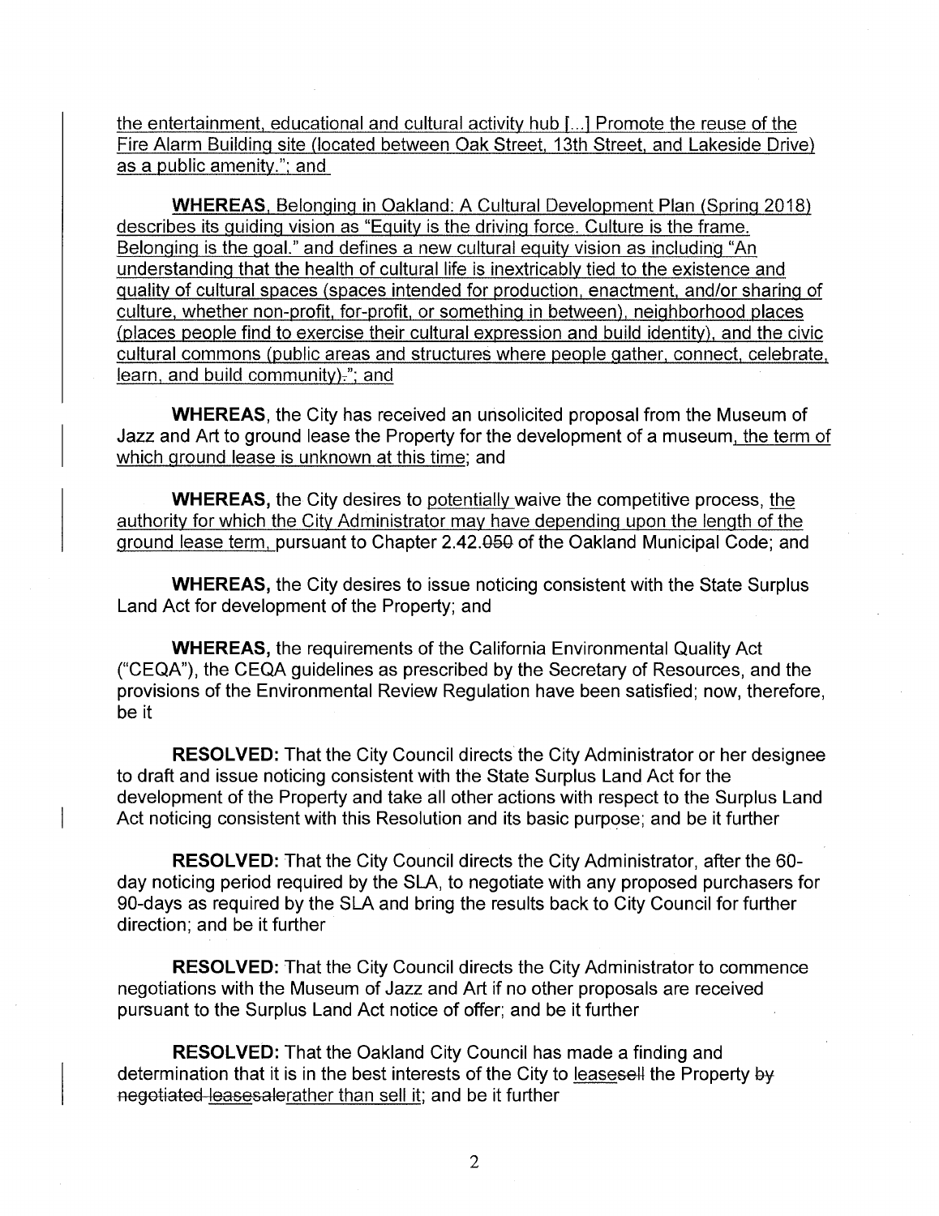the entertainment, educational and cultural activity hub [...] Promote the reuse of the Fire Alarm Building site (located between Oak Street, 13th Street, and Lakeside Drive) as a public amenity."; and

**WHEREAS**, Belonging in Oakland: A Cultural Development Plan (Spring 2018) describes its guiding vision as "Equity is the driving force. Culture is the frame. Belonging is the goal." and defines a new cultural equity vision as including "An understanding that the health of cultural life is inextricably tied to the existence and quality of cultural spaces (spaces intended for production, enactment, and/or sharing of culture, whether non-profit, for-profit, or something in between), neighborhood places (places people find to exercise their cultural expression and build identity), and the civic cultural commons (public areas and structures where people gather, connect, celebrate, learn, and build community)~~.~~"; and

**WHEREAS**, the City has received an unsolicited proposal from the Museum of Jazz and Art to ground lease the Property for the development of a museum, the term of which ground lease is unknown at this time; and

**WHEREAS,** the City desires to potentially waive the competitive process, the authority for which the City Administrator may have depending upon the length of the ground lease term, pursuant to Chapter 2.42.~~050~~ of the Oakland Municipal Code; and

**WHEREAS,** the City desires to issue noticing consistent with the State Surplus Land Act for development of the Property; and

**WHEREAS,** the requirements of the California Environmental Quality Act ("CEQA"), the CEQA guidelines as prescribed by the Secretary of Resources, and the provisions of the Environmental Review Regulation have been satisfied; now, therefore, be it

**RESOLVED:** That the City Council directs the City Administrator or her designee to draft and issue noticing consistent with the State Surplus Land Act for the development of the Property and take all other actions with respect to the Surplus Land Act noticing consistent with this Resolution and its basic purpose; and be it further

**RESOLVED:** That the City Council directs the City Administrator, after the 60-day noticing period required by the SLA, to negotiate with any proposed purchasers for 90-days as required by the SLA and bring the results back to City Council for further direction; and be it further

**RESOLVED:** That the City Council directs the City Administrator to commence negotiations with the Museum of Jazz and Art if no other proposals are received pursuant to the Surplus Land Act notice of offer; and be it further

**RESOLVED:** That the Oakland City Council has made a finding and determination that it is in the best interests of the City to lease~~sell~~ the Property ~~by negotiated leasesale~~rather than sell it; and be it further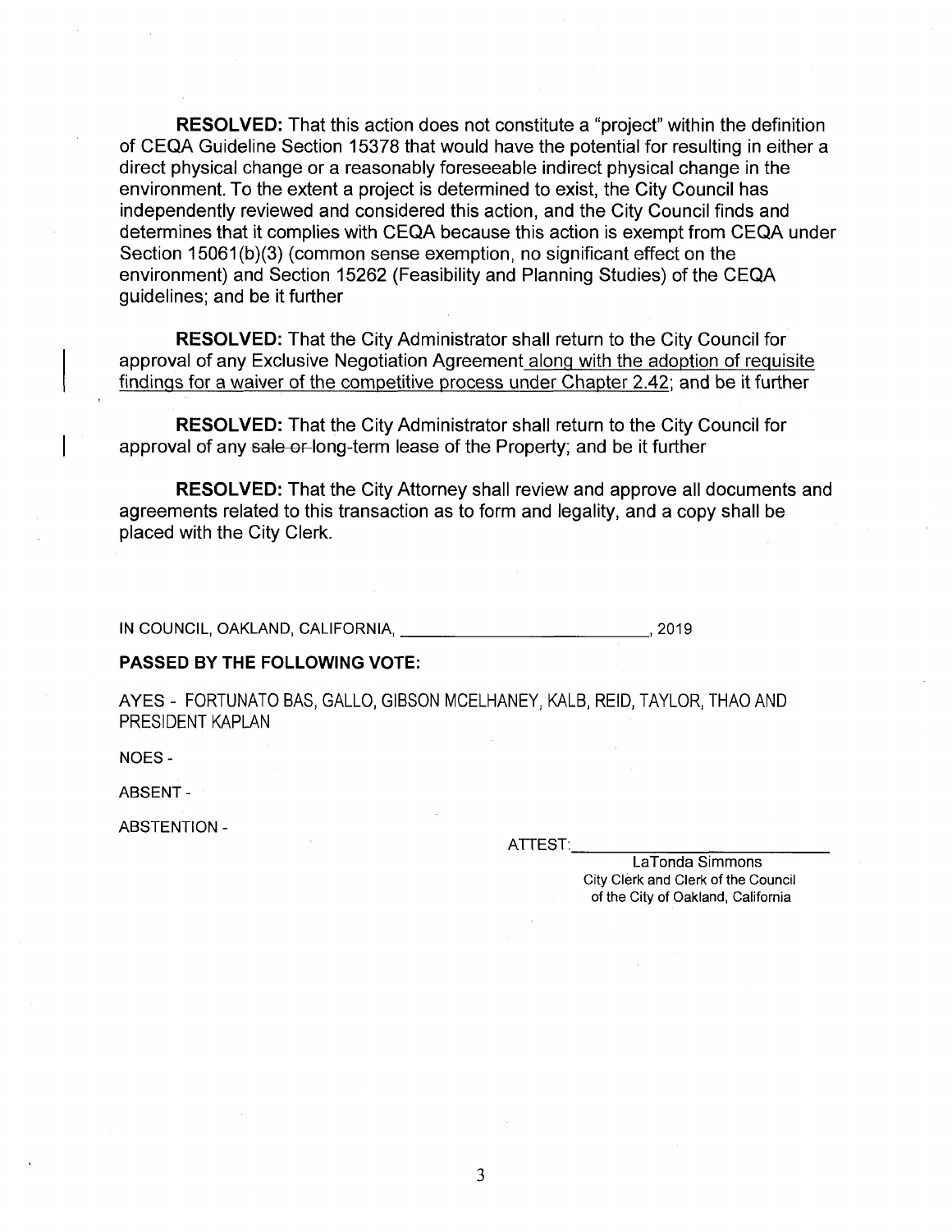**RESOLVED:** That this action does not constitute a "project" within the definition of CEQA Guideline Section 15378 that would have the potential for resulting in either a direct physical change or a reasonably foreseeable indirect physical change in the environment. To the extent a project is determined to exist, the City Council has independently reviewed and considered this action, and the City Council finds and determines that it complies with CEQA because this action is exempt from CEQA under Section 15061(b)(3) (common sense exemption, no significant effect on the environment) and Section 15262 (Feasibility and Planning Studies) of the CEQA guidelines; and be it further

**RESOLVED:** That the City Administrator shall return to the City Council for approval of any Exclusive Negotiation Agreement along with the adoption of requisite findings for a waiver of the competitive process under Chapter 2.42; and be it further

**RESOLVED:** That the City Administrator shall return to the City Council for approval of any ~~sale or~~ long-term lease of the Property; and be it further

**RESOLVED:** That the City Attorney shall review and approve all documents and agreements related to this transaction as to form and legality, and a copy shall be placed with the City Clerk.

IN COUNCIL, OAKLAND, CALIFORNIA, ____________________, 2019

**PASSED BY THE FOLLOWING VOTE:**

AYES - FORTUNATO BAS, GALLO, GIBSON MCELHANEY, KALB, REID, TAYLOR, THAO AND PRESIDENT KAPLAN

NOES -

ABSENT -

ABSTENTION -

ATTEST: ____________________

LaTonda Simmons
City Clerk and Clerk of the Council
of the City of Oakland, California